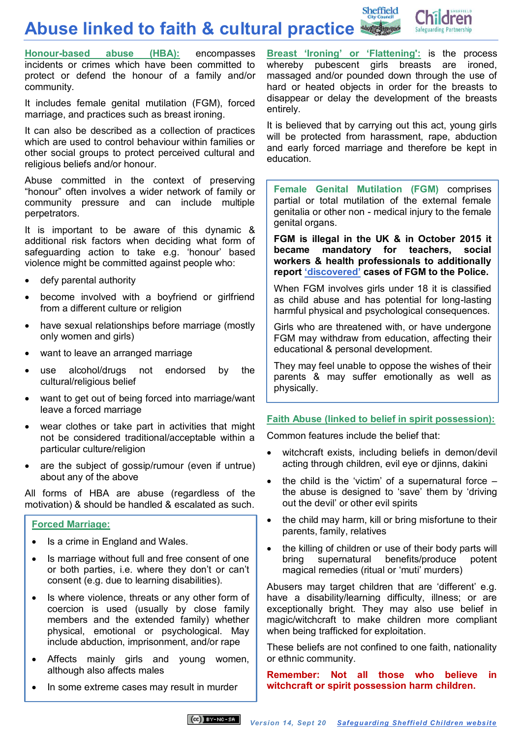# Abuse linked to faith & cultural practice

**Honour-based abuse (HBA):** encompasses incidents or crimes which have been committed to protect or defend the honour of a family and/or community.

It includes female genital mutilation (FGM), forced marriage, and practices such as breast ironing.

It can also be described as a collection of practices which are used to control behaviour within families or other social groups to protect perceived cultural and religious beliefs and/or honour.

Abuse committed in the context of preserving "honour" often involves a wider network of family or community pressure and can include multiple perpetrators.

It is important to be aware of this dynamic & additional risk factors when deciding what form of safeguarding action to take e.g. 'honour' based violence might be committed against people who:

- defy parental authority
- become involved with a boyfriend or girlfriend from a different culture or religion
- have sexual relationships before marriage (mostly only women and girls)
- want to leave an arranged marriage
- use alcohol/drugs not endorsed by the cultural/religious belief
- want to get out of being forced into marriage/want leave a forced marriage
- wear clothes or take part in activities that might not be considered traditional/acceptable within a particular culture/religion
- are the subject of gossip/rumour (even if untrue) about any of the above

All forms of HBA are abuse (regardless of the motivation) & should be handled & escalated as such.

**Forced Marriage:**

- Is a crime in England and Wales.
- Is marriage without full and free consent of one or both parties, i.e. where they don't or can't consent (e.g. due to learning disabilities).
- Is where violence, threats or any other form of coercion is used (usually by close family members and the extended family) whether physical, emotional or psychological. May include abduction, imprisonment, and/or rape
- Affects mainly girls and young women, although also affects males
- In some extreme cases may result in murder

**Breast 'Ironing' or 'Flattening':** is the process whereby pubescent girls breasts are ironed, massaged and/or pounded down through the use of hard or heated objects in order for the breasts to disappear or delay the development of the breasts entirely.

It is believed that by carrying out this act, young girls will be protected from harassment, rape, abduction and early forced marriage and therefore be kept in education.

**Female Genital Mutilation (FGM)** comprises partial or total mutilation of the external female genitalia or other non - medical injury to the female genital organs.

**FGM is illegal in the UK & in October 2015 it became mandatory for teachers, social workers & health professionals to additionally report 'discovered' cases of FGM to the Police.**

When FGM involves girls under 18 it is classified as child abuse and has potential for long-lasting harmful physical and psychological consequences.

Girls who are threatened with, or have undergone FGM may withdraw from education, affecting their educational & personal development.

They may feel unable to oppose the wishes of their parents & may suffer emotionally as well as physically.

**Faith Abuse (linked to belief in spirit possession):**

Common features include the belief that:

- witchcraft exists, including beliefs in demon/devil acting through children, evil eye or djinns, dakini
- the child is the 'victim' of a supernatural force – the abuse is designed to 'save' them by 'driving out the devil' or other evil spirits
- the child may harm, kill or bring misfortune to their parents, family, relatives
- the killing of children or use of their body parts will bring supernatural benefits/produce potent magical remedies (ritual or 'muti' murders)

Abusers may target children that are 'different' e.g. have a disability/learning difficulty, illness; or are exceptionally bright. They may also use belief in magic/witchcraft to make children more compliant when being trafficked for exploitation.

These beliefs are not confined to one faith, nationality or ethnic community.

**Remember: Not all those who believe in witchcraft or spirit possession harm children.**

*Version 14, Sept 20* — *Safeguarding Sheffield Children website*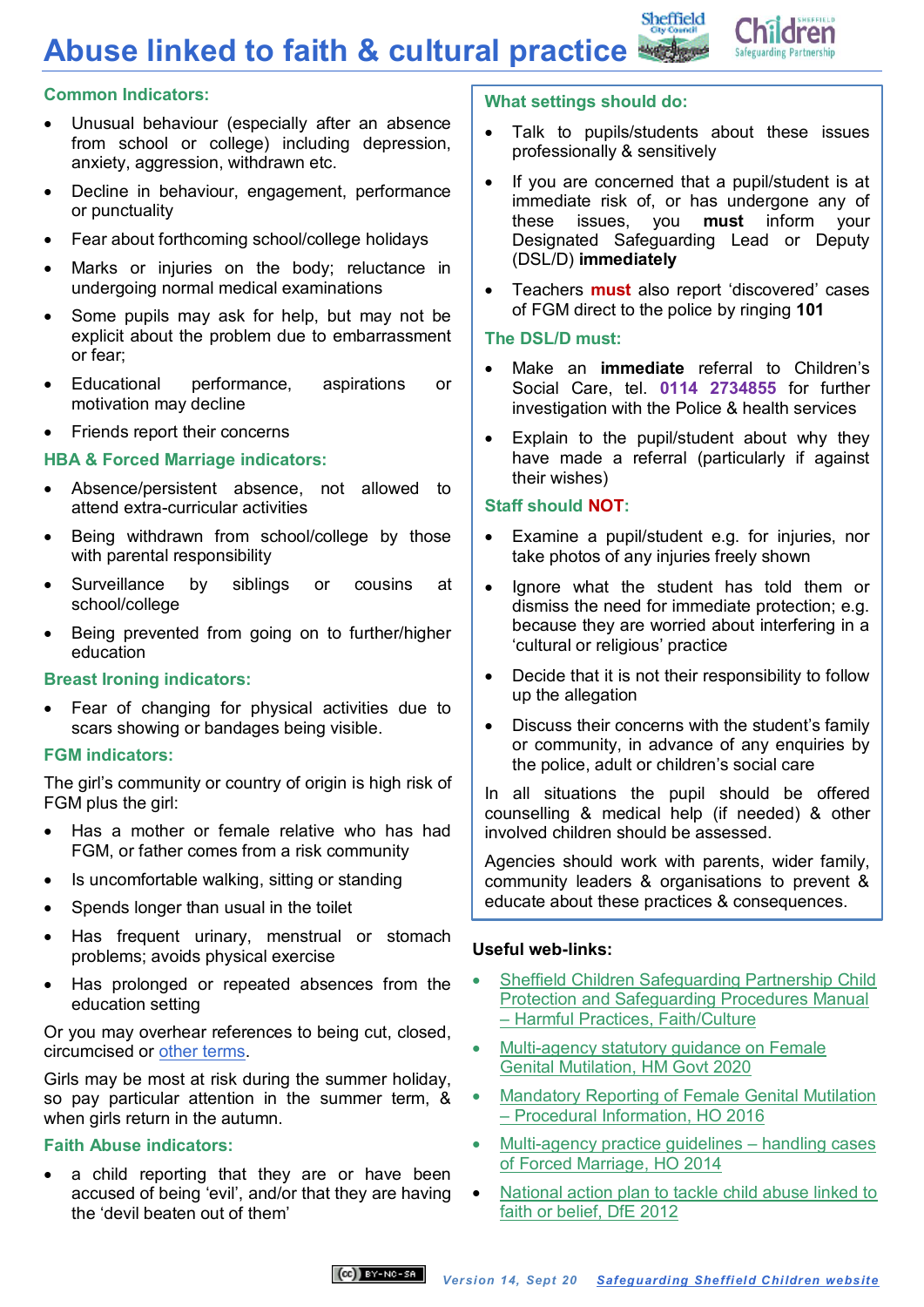# Abuse linked to faith & cultural practice

## Common Indicators:

- Unusual behaviour (especially after an absence from school or college) including depression, anxiety, aggression, withdrawn etc.
- Decline in behaviour, engagement, performance or punctuality
- Fear about forthcoming school/college holidays
- Marks or injuries on the body; reluctance in undergoing normal medical examinations
- Some pupils may ask for help, but may not be explicit about the problem due to embarrassment or fear;
- Educational performance, aspirations or motivation may decline
- Friends report their concerns

## HBA & Forced Marriage indicators:

- Absence/persistent absence, not allowed to attend extra-curricular activities
- Being withdrawn from school/college by those with parental responsibility
- Surveillance by siblings or cousins at school/college
- Being prevented from going on to further/higher education

## Breast Ironing indicators:

- Fear of changing for physical activities due to scars showing or bandages being visible.

## FGM indicators:

The girl's community or country of origin is high risk of FGM plus the girl:

- Has a mother or female relative who has had FGM, or father comes from a risk community
- Is uncomfortable walking, sitting or standing
- Spends longer than usual in the toilet
- Has frequent urinary, menstrual or stomach problems; avoids physical exercise
- Has prolonged or repeated absences from the education setting

Or you may overhear references to being cut, closed, circumcised or other terms.

Girls may be most at risk during the summer holiday, so pay particular attention in the summer term, & when girls return in the autumn.

## Faith Abuse indicators:

- a child reporting that they are or have been accused of being 'evil', and/or that they are having the 'devil beaten out of them'

## What settings should do:

- Talk to pupils/students about these issues professionally & sensitively
- If you are concerned that a pupil/student is at immediate risk of, or has undergone any of these issues, you **must** inform your Designated Safeguarding Lead or Deputy (DSL/D) **immediately**
- Teachers **must** also report 'discovered' cases of FGM direct to the police by ringing **101**

## The DSL/D must:

- Make an **immediate** referral to Children's Social Care, tel. **0114 2734855** for further investigation with the Police & health services
- Explain to the pupil/student about why they have made a referral (particularly if against their wishes)

## Staff should NOT:

- Examine a pupil/student e.g. for injuries, nor take photos of any injuries freely shown
- Ignore what the student has told them or dismiss the need for immediate protection; e.g. because they are worried about interfering in a 'cultural or religious' practice
- Decide that it is not their responsibility to follow up the allegation
- Discuss their concerns with the student's family or community, in advance of any enquiries by the police, adult or children's social care

In all situations the pupil should be offered counselling & medical help (if needed) & other involved children should be assessed.

Agencies should work with parents, wider family, community leaders & organisations to prevent & educate about these practices & consequences.

**Useful web-links:**

- Sheffield Children Safeguarding Partnership Child Protection and Safeguarding Procedures Manual – Harmful Practices, Faith/Culture
- Multi-agency statutory guidance on Female Genital Mutilation, HM Govt 2020
- Mandatory Reporting of Female Genital Mutilation – Procedural Information, HO 2016
- Multi-agency practice guidelines – handling cases of Forced Marriage, HO 2014
- National action plan to tackle child abuse linked to faith or belief, DfE 2012

Version 14, Sept 20 Safeguarding Sheffield Children website